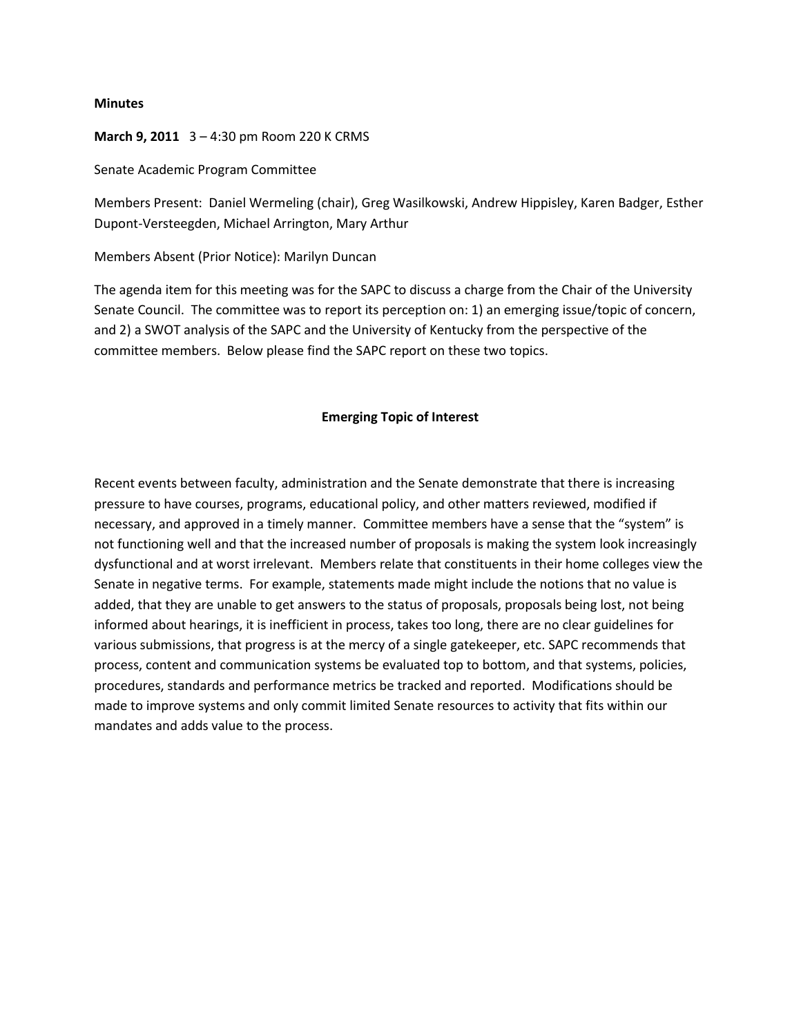**Minutes**

**March 9, 2011** 3 – 4:30 pm Room 220 K CRMS

Senate Academic Program Committee

Members Present: Daniel Wermeling (chair), Greg Wasilkowski, Andrew Hippisley, Karen Badger, Esther Dupont-Versteegden, Michael Arrington, Mary Arthur

Members Absent (Prior Notice): Marilyn Duncan

The agenda item for this meeting was for the SAPC to discuss a charge from the Chair of the University Senate Council. The committee was to report its perception on: 1) an emerging issue/topic of concern, and 2) a SWOT analysis of the SAPC and the University of Kentucky from the perspective of the committee members. Below please find the SAPC report on these two topics.

## Emerging Topic of Interest

Recent events between faculty, administration and the Senate demonstrate that there is increasing pressure to have courses, programs, educational policy, and other matters reviewed, modified if necessary, and approved in a timely manner. Committee members have a sense that the "system" is not functioning well and that the increased number of proposals is making the system look increasingly dysfunctional and at worst irrelevant. Members relate that constituents in their home colleges view the Senate in negative terms. For example, statements made might include the notions that no value is added, that they are unable to get answers to the status of proposals, proposals being lost, not being informed about hearings, it is inefficient in process, takes too long, there are no clear guidelines for various submissions, that progress is at the mercy of a single gatekeeper, etc. SAPC recommends that process, content and communication systems be evaluated top to bottom, and that systems, policies, procedures, standards and performance metrics be tracked and reported. Modifications should be made to improve systems and only commit limited Senate resources to activity that fits within our mandates and adds value to the process.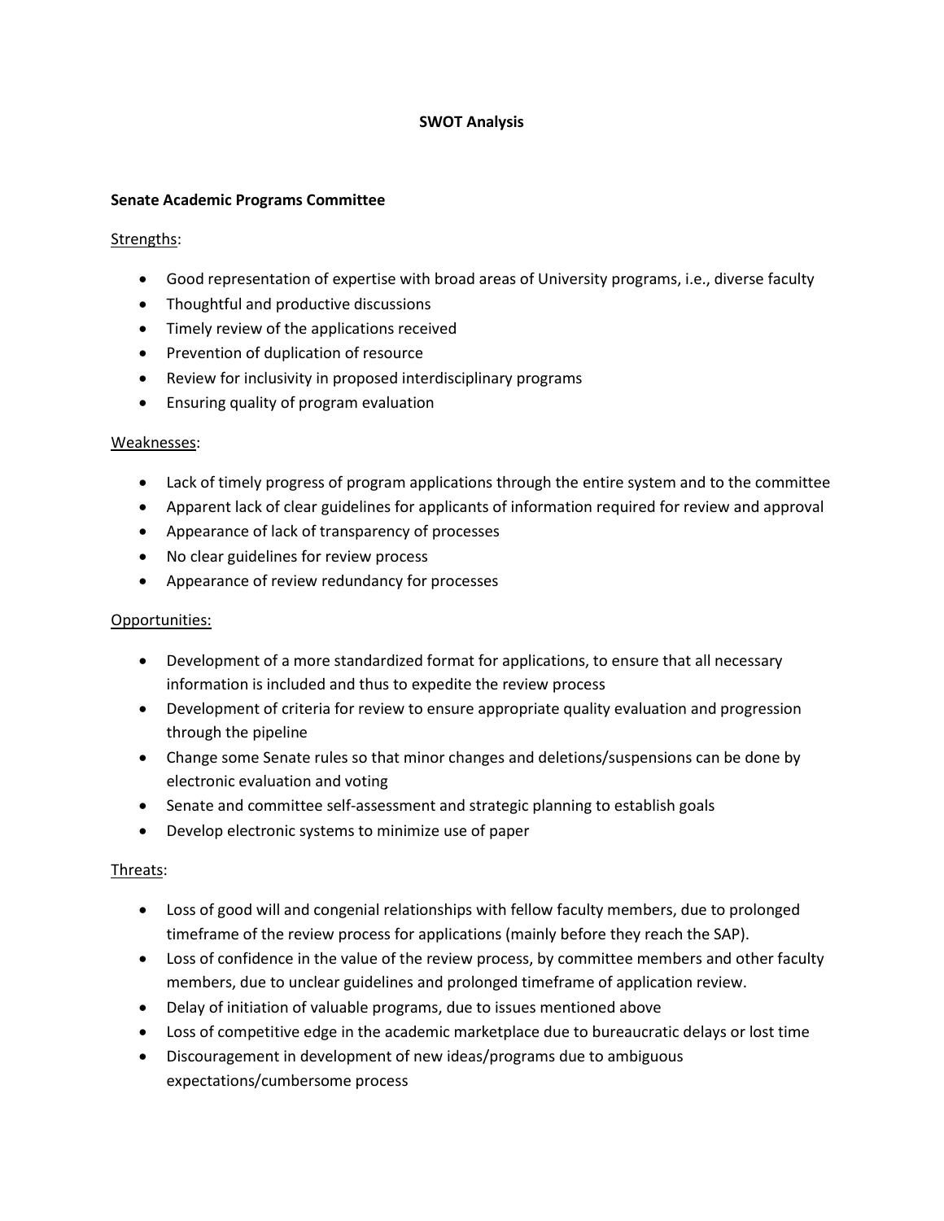**SWOT Analysis**

**Senate Academic Programs Committee**

Strengths:

- Good representation of expertise with broad areas of University programs, i.e., diverse faculty
- Thoughtful and productive discussions
- Timely review of the applications received
- Prevention of duplication of resource
- Review for inclusivity in proposed interdisciplinary programs
- Ensuring quality of program evaluation

Weaknesses:

- Lack of timely progress of program applications through the entire system and to the committee
- Apparent lack of clear guidelines for applicants of information required for review and approval
- Appearance of lack of transparency of processes
- No clear guidelines for review process
- Appearance of review redundancy for processes

Opportunities:

- Development of a more standardized format for applications, to ensure that all necessary information is included and thus to expedite the review process
- Development of criteria for review to ensure appropriate quality evaluation and progression through the pipeline
- Change some Senate rules so that minor changes and deletions/suspensions can be done by electronic evaluation and voting
- Senate and committee self-assessment and strategic planning to establish goals
- Develop electronic systems to minimize use of paper

Threats:

- Loss of good will and congenial relationships with fellow faculty members, due to prolonged timeframe of the review process for applications (mainly before they reach the SAP).
- Loss of confidence in the value of the review process, by committee members and other faculty members, due to unclear guidelines and prolonged timeframe of application review.
- Delay of initiation of valuable programs, due to issues mentioned above
- Loss of competitive edge in the academic marketplace due to bureaucratic delays or lost time
- Discouragement in development of new ideas/programs due to ambiguous expectations/cumbersome process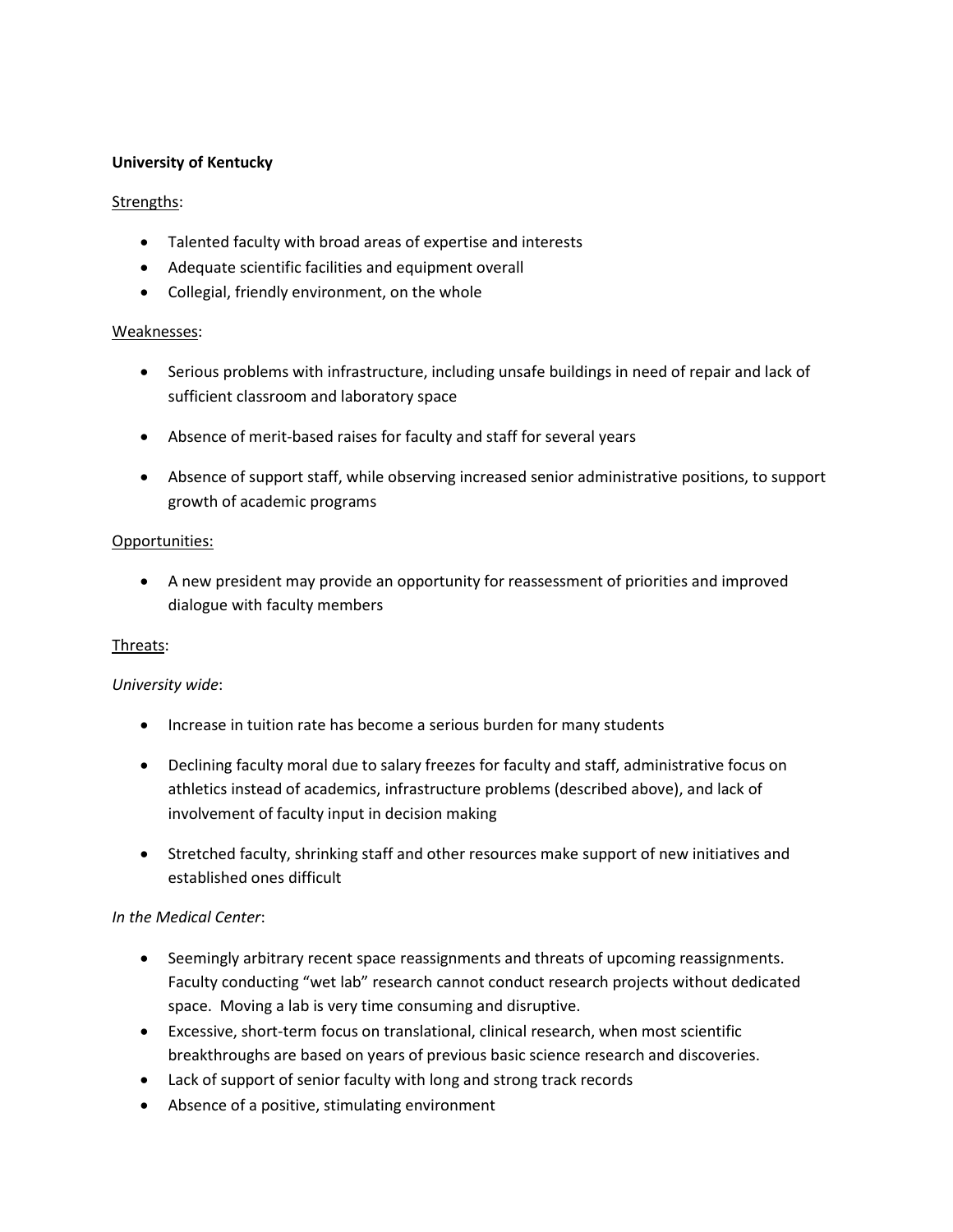**University of Kentucky**

Strengths:

- Talented faculty with broad areas of expertise and interests
- Adequate scientific facilities and equipment overall
- Collegial, friendly environment, on the whole

Weaknesses:

- Serious problems with infrastructure, including unsafe buildings in need of repair and lack of sufficient classroom and laboratory space
- Absence of merit-based raises for faculty and staff for several years
- Absence of support staff, while observing increased senior administrative positions, to support growth of academic programs

Opportunities:

- A new president may provide an opportunity for reassessment of priorities and improved dialogue with faculty members

Threats:

*University wide*:

- Increase in tuition rate has become a serious burden for many students
- Declining faculty moral due to salary freezes for faculty and staff, administrative focus on athletics instead of academics, infrastructure problems (described above), and lack of involvement of faculty input in decision making
- Stretched faculty, shrinking staff and other resources make support of new initiatives and established ones difficult

*In the Medical Center*:

- Seemingly arbitrary recent space reassignments and threats of upcoming reassignments. Faculty conducting "wet lab" research cannot conduct research projects without dedicated space. Moving a lab is very time consuming and disruptive.
- Excessive, short-term focus on translational, clinical research, when most scientific breakthroughs are based on years of previous basic science research and discoveries.
- Lack of support of senior faculty with long and strong track records
- Absence of a positive, stimulating environment